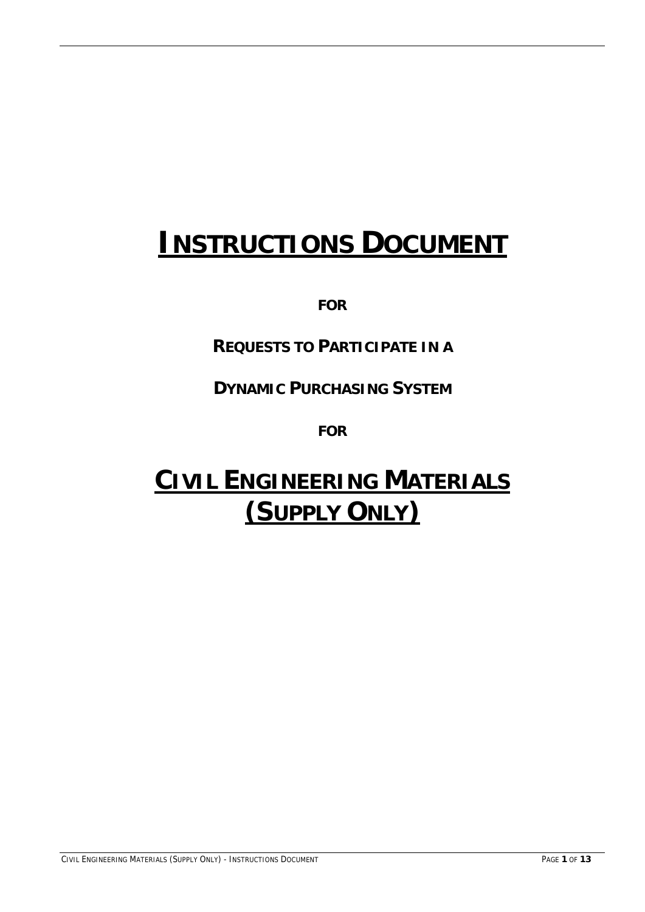# INSTRUCTIONS DOCUMENT

**FOR**

**REQUESTS TO PARTICIPATE IN A**

**DYNAMIC PURCHASING SYSTEM**

**FOR**

# CIVIL ENGINEERING MATERIALS (SUPPLY ONLY)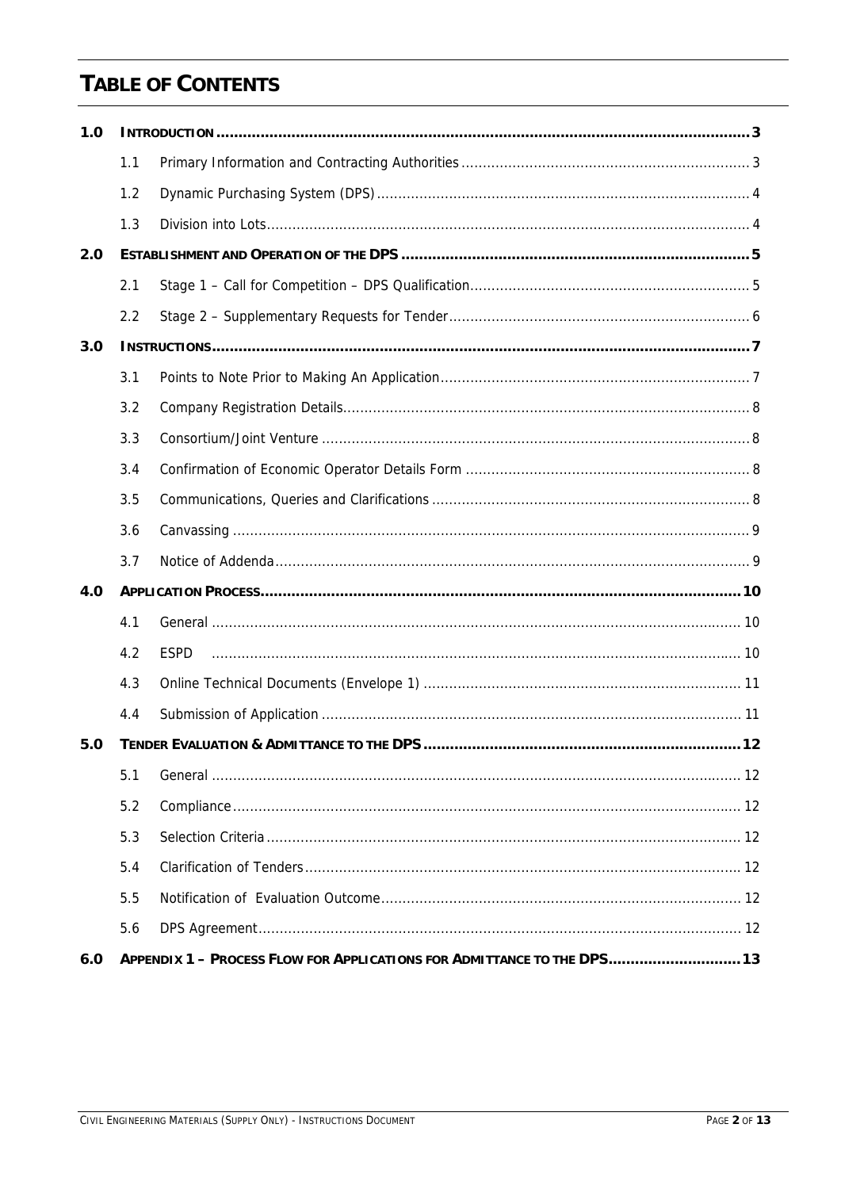# TABLE OF CONTENTS

| | | | |
|---|---|---|---|
| **1.0** | **INTRODUCTION** | | **3** |
| | 1.1 | Primary Information and Contracting Authorities | 3 |
| | 1.2 | Dynamic Purchasing System (DPS) | 4 |
| | 1.3 | Division into Lots | 4 |
| **2.0** | **ESTABLISHMENT AND OPERATION OF THE DPS** | | **5** |
| | 2.1 | Stage 1 – Call for Competition – DPS Qualification | 5 |
| | 2.2 | Stage 2 – Supplementary Requests for Tender | 6 |
| **3.0** | **INSTRUCTIONS** | | **7** |
| | 3.1 | Points to Note Prior to Making An Application | 7 |
| | 3.2 | Company Registration Details | 8 |
| | 3.3 | Consortium/Joint Venture | 8 |
| | 3.4 | Confirmation of Economic Operator Details Form | 8 |
| | 3.5 | Communications, Queries and Clarifications | 8 |
| | 3.6 | Canvassing | 9 |
| | 3.7 | Notice of Addenda | 9 |
| **4.0** | **APPLICATION PROCESS** | | **10** |
| | 4.1 | General | 10 |
| | 4.2 | ESPD | 10 |
| | 4.3 | Online Technical Documents (Envelope 1) | 11 |
| | 4.4 | Submission of Application | 11 |
| **5.0** | **TENDER EVALUATION & ADMITTANCE TO THE DPS** | | **12** |
| | 5.1 | General | 12 |
| | 5.2 | Compliance | 12 |
| | 5.3 | Selection Criteria | 12 |
| | 5.4 | Clarification of Tenders | 12 |
| | 5.5 | Notification of Evaluation Outcome | 12 |
| | 5.6 | DPS Agreement | 12 |
| **6.0** | **APPENDIX 1 – PROCESS FLOW FOR APPLICATIONS FOR ADMITTANCE TO THE DPS** | | **13** |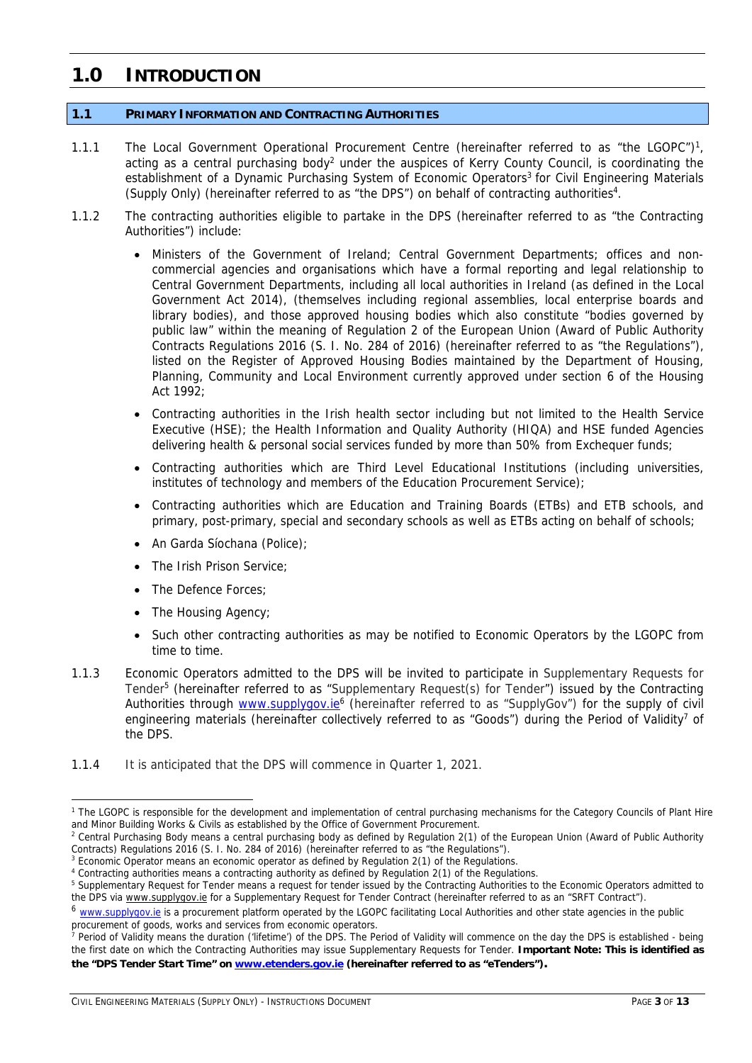# 1.0 INTRODUCTION

## 1.1 PRIMARY INFORMATION AND CONTRACTING AUTHORITIES

1.1.1 The Local Government Operational Procurement Centre (hereinafter referred to as "the LGOPC")[1], acting as a central purchasing body[2] under the auspices of Kerry County Council, is coordinating the establishment of a Dynamic Purchasing System of Economic Operators[3] for Civil Engineering Materials (Supply Only) (hereinafter referred to as "the DPS") on behalf of contracting authorities[4].

1.1.2 The contracting authorities eligible to partake in the DPS (hereinafter referred to as "the Contracting Authorities") include:

- Ministers of the Government of Ireland; Central Government Departments; offices and non-commercial agencies and organisations which have a formal reporting and legal relationship to Central Government Departments, including all local authorities in Ireland (as defined in the Local Government Act 2014), (themselves including regional assemblies, local enterprise boards and library bodies), and those approved housing bodies which also constitute "bodies governed by public law" within the meaning of Regulation 2 of the European Union (Award of Public Authority Contracts Regulations 2016 (S. I. No. 284 of 2016) (hereinafter referred to as "the Regulations"), listed on the Register of Approved Housing Bodies maintained by the Department of Housing, Planning, Community and Local Environment currently approved under section 6 of the Housing Act 1992;
- Contracting authorities in the Irish health sector including but not limited to the Health Service Executive (HSE); the Health Information and Quality Authority (HIQA) and HSE funded Agencies delivering health & personal social services funded by more than 50% from Exchequer funds;
- Contracting authorities which are Third Level Educational Institutions (including universities, institutes of technology and members of the Education Procurement Service);
- Contracting authorities which are Education and Training Boards (ETBs) and ETB schools, and primary, post-primary, special and secondary schools as well as ETBs acting on behalf of schools;
- An Garda Síochana (Police);
- The Irish Prison Service;
- The Defence Forces;
- The Housing Agency;
- Such other contracting authorities as may be notified to Economic Operators by the LGOPC from time to time.

1.1.3 Economic Operators admitted to the DPS will be invited to participate in Supplementary Requests for Tender[5] (hereinafter referred to as "Supplementary Request(s) for Tender") issued by the Contracting Authorities through www.supplygov.ie[6] (hereinafter referred to as "SupplyGov") for the supply of civil engineering materials (hereinafter collectively referred to as "Goods") during the Period of Validity[7] of the DPS.

1.1.4 It is anticipated that the DPS will commence in Quarter 1, 2021.

---

[1] The LGOPC is responsible for the development and implementation of central purchasing mechanisms for the Category Councils of Plant Hire and Minor Building Works & Civils as established by the Office of Government Procurement.

[2] Central Purchasing Body means a central purchasing body as defined by Regulation 2(1) of the European Union (Award of Public Authority Contracts) Regulations 2016 (S. I. No. 284 of 2016) (hereinafter referred to as "the Regulations").

[3] Economic Operator means an economic operator as defined by Regulation 2(1) of the Regulations.

[4] Contracting authorities means a contracting authority as defined by Regulation 2(1) of the Regulations.

[5] Supplementary Request for Tender means a request for tender issued by the Contracting Authorities to the Economic Operators admitted to the DPS via www.supplygov.ie for a Supplementary Request for Tender Contract (hereinafter referred to as an "SRFT Contract").

[6] www.supplygov.ie is a procurement platform operated by the LGOPC facilitating Local Authorities and other state agencies in the public procurement of goods, works and services from economic operators.

[7] Period of Validity means the duration ('lifetime') of the DPS. The Period of Validity will commence on the day the DPS is established - being the first date on which the Contracting Authorities may issue Supplementary Requests for Tender. **Important Note: This is identified as the "DPS Tender Start Time" on www.etenders.gov.ie (hereinafter referred to as "eTenders").**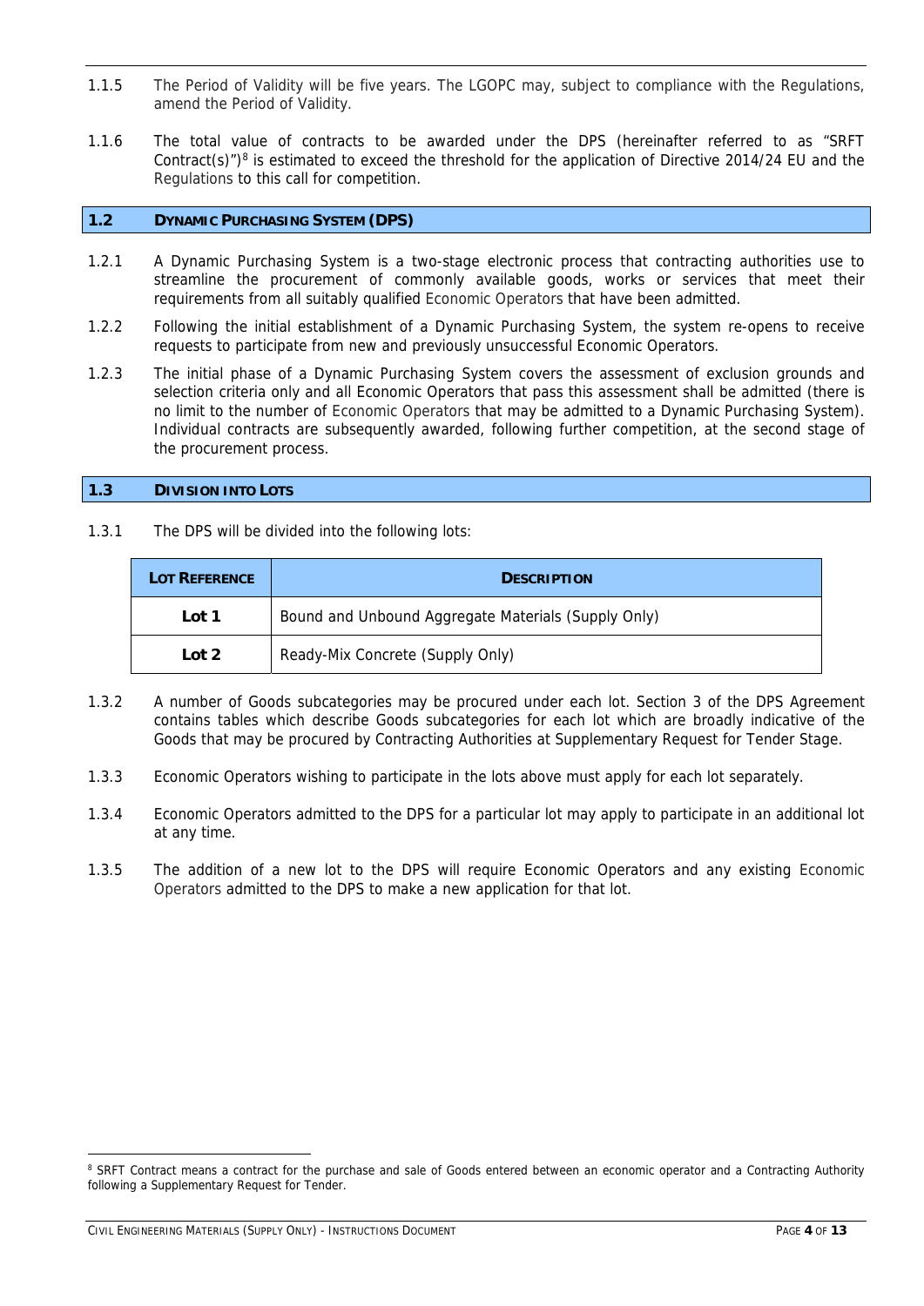1.1.5 The Period of Validity will be five years. The LGOPC may, subject to compliance with the Regulations, amend the Period of Validity.

1.1.6 The total value of contracts to be awarded under the DPS (hereinafter referred to as "SRFT Contract(s)")[8] is estimated to exceed the threshold for the application of Directive 2014/24 EU and the Regulations to this call for competition.

## 1.2 DYNAMIC PURCHASING SYSTEM (DPS)

1.2.1 A Dynamic Purchasing System is a two-stage electronic process that contracting authorities use to streamline the procurement of commonly available goods, works or services that meet their requirements from all suitably qualified Economic Operators that have been admitted.

1.2.2 Following the initial establishment of a Dynamic Purchasing System, the system re-opens to receive requests to participate from new and previously unsuccessful Economic Operators.

1.2.3 The initial phase of a Dynamic Purchasing System covers the assessment of exclusion grounds and selection criteria only and all Economic Operators that pass this assessment shall be admitted (there is no limit to the number of Economic Operators that may be admitted to a Dynamic Purchasing System). Individual contracts are subsequently awarded, following further competition, at the second stage of the procurement process.

## 1.3 DIVISION INTO LOTS

1.3.1 The DPS will be divided into the following lots:

| LOT REFERENCE | DESCRIPTION |
|---|---|
| **Lot 1** | Bound and Unbound Aggregate Materials (Supply Only) |
| **Lot 2** | Ready-Mix Concrete (Supply Only) |

1.3.2 A number of Goods subcategories may be procured under each lot. Section 3 of the DPS Agreement contains tables which describe Goods subcategories for each lot which are broadly indicative of the Goods that may be procured by Contracting Authorities at Supplementary Request for Tender Stage.

1.3.3 Economic Operators wishing to participate in the lots above must apply for each lot separately.

1.3.4 Economic Operators admitted to the DPS for a particular lot may apply to participate in an additional lot at any time.

1.3.5 The addition of a new lot to the DPS will require Economic Operators and any existing Economic Operators admitted to the DPS to make a new application for that lot.

---

[8] SRFT Contract means a contract for the purchase and sale of Goods entered between an economic operator and a Contracting Authority following a Supplementary Request for Tender.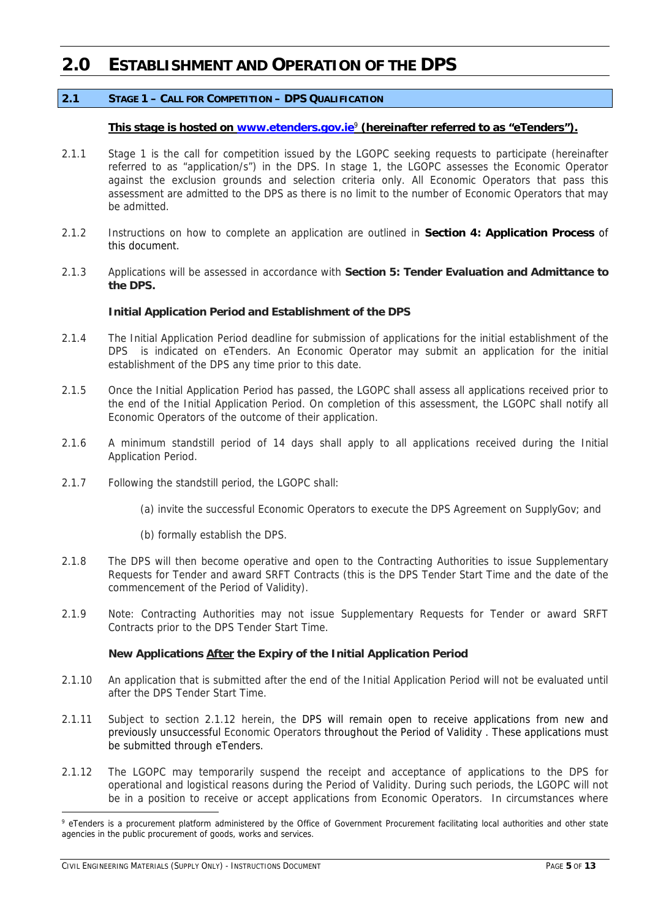# 2.0 ESTABLISHMENT AND OPERATION OF THE DPS

## 2.1 STAGE 1 – CALL FOR COMPETITION – DPS QUALIFICATION

**This stage is hosted on www.etenders.gov.ie[9] (hereinafter referred to as "eTenders").**

2.1.1 Stage 1 is the call for competition issued by the LGOPC seeking requests to participate (hereinafter referred to as "application/s") in the DPS. In stage 1, the LGOPC assesses the Economic Operator against the exclusion grounds and selection criteria only. All Economic Operators that pass this assessment are admitted to the DPS as there is no limit to the number of Economic Operators that may be admitted.

2.1.2 Instructions on how to complete an application are outlined in **Section 4: Application Process** of this document.

2.1.3 Applications will be assessed in accordance with **Section 5: Tender Evaluation and Admittance to the DPS.**

**Initial Application Period and Establishment of the DPS**

2.1.4 The Initial Application Period deadline for submission of applications for the initial establishment of the DPS is indicated on eTenders. An Economic Operator may submit an application for the initial establishment of the DPS any time prior to this date.

2.1.5 Once the Initial Application Period has passed, the LGOPC shall assess all applications received prior to the end of the Initial Application Period. On completion of this assessment, the LGOPC shall notify all Economic Operators of the outcome of their application.

2.1.6 A minimum standstill period of 14 days shall apply to all applications received during the Initial Application Period.

2.1.7 Following the standstill period, the LGOPC shall:

(a) invite the successful Economic Operators to execute the DPS Agreement on SupplyGov; and

(b) formally establish the DPS.

2.1.8 The DPS will then become operative and open to the Contracting Authorities to issue Supplementary Requests for Tender and award SRFT Contracts (this is the DPS Tender Start Time and the date of the commencement of the Period of Validity).

2.1.9 Note: Contracting Authorities may not issue Supplementary Requests for Tender or award SRFT Contracts prior to the DPS Tender Start Time.

**New Applications <u>After</u> the Expiry of the Initial Application Period**

2.1.10 An application that is submitted after the end of the Initial Application Period will not be evaluated until after the DPS Tender Start Time.

2.1.11 Subject to section 2.1.12 herein, the DPS will remain open to receive applications from new and previously unsuccessful Economic Operators throughout the Period of Validity . These applications must be submitted through eTenders.

2.1.12 The LGOPC may temporarily suspend the receipt and acceptance of applications to the DPS for operational and logistical reasons during the Period of Validity. During such periods, the LGOPC will not be in a position to receive or accept applications from Economic Operators. In circumstances where

[9] eTenders is a procurement platform administered by the Office of Government Procurement facilitating local authorities and other state agencies in the public procurement of goods, works and services.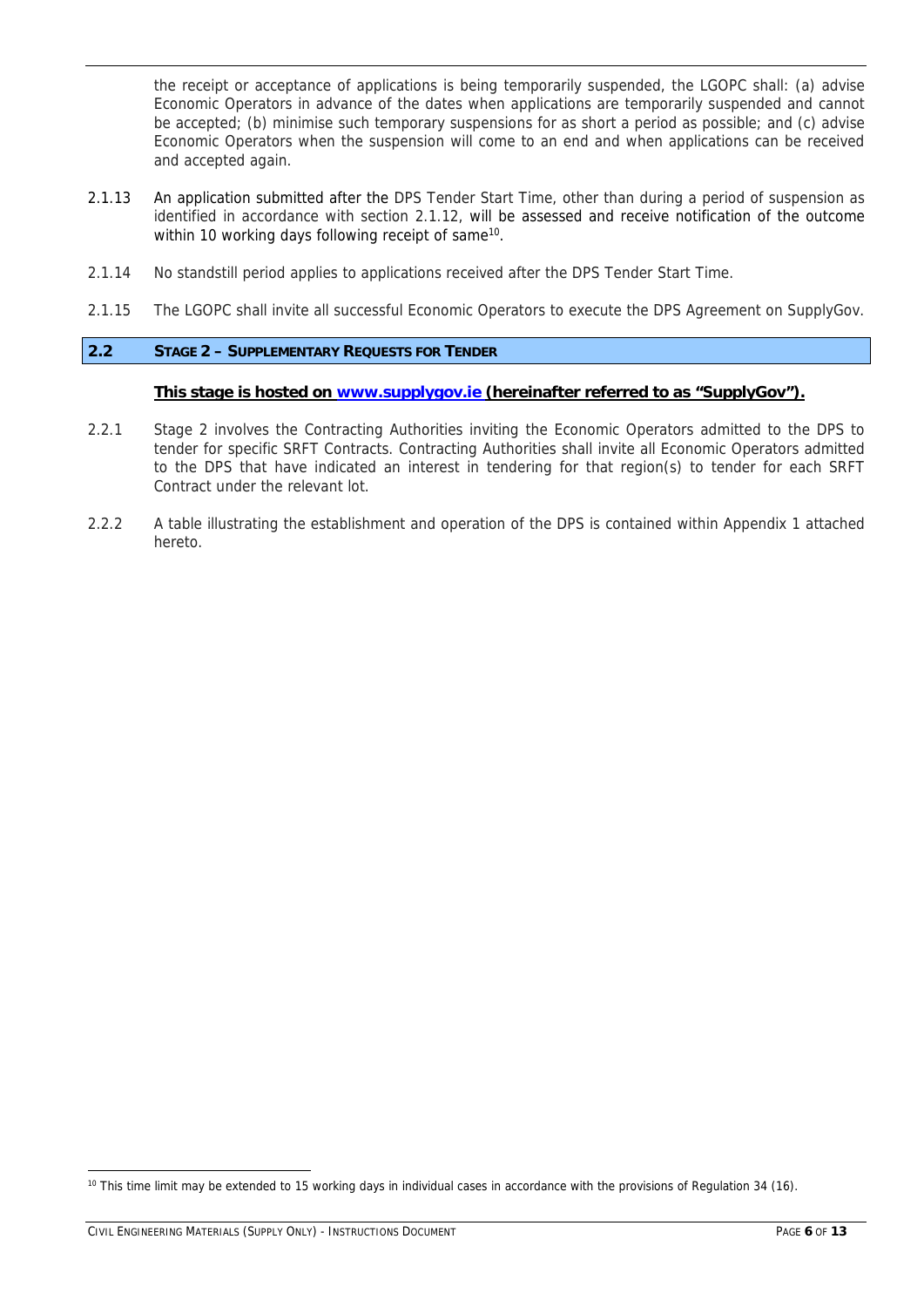the receipt or acceptance of applications is being temporarily suspended, the LGOPC shall: (a) advise Economic Operators in advance of the dates when applications are temporarily suspended and cannot be accepted; (b) minimise such temporary suspensions for as short a period as possible; and (c) advise Economic Operators when the suspension will come to an end and when applications can be received and accepted again.

2.1.13 An application submitted after the DPS Tender Start Time, other than during a period of suspension as identified in accordance with section 2.1.12, will be assessed and receive notification of the outcome within 10 working days following receipt of same[10].

2.1.14 No standstill period applies to applications received after the DPS Tender Start Time.

2.1.15 The LGOPC shall invite all successful Economic Operators to execute the DPS Agreement on SupplyGov.

## 2.2 STAGE 2 – SUPPLEMENTARY REQUESTS FOR TENDER

**This stage is hosted on [www.supplygov.ie](http://www.supplygov.ie) (hereinafter referred to as "SupplyGov").**

2.2.1 Stage 2 involves the Contracting Authorities inviting the Economic Operators admitted to the DPS to tender for specific SRFT Contracts. Contracting Authorities shall invite all Economic Operators admitted to the DPS that have indicated an interest in tendering for that region(s) to tender for each SRFT Contract under the relevant lot.

2.2.2 A table illustrating the establishment and operation of the DPS is contained within Appendix 1 attached hereto.

[10] This time limit may be extended to 15 working days in individual cases in accordance with the provisions of Regulation 34 (16).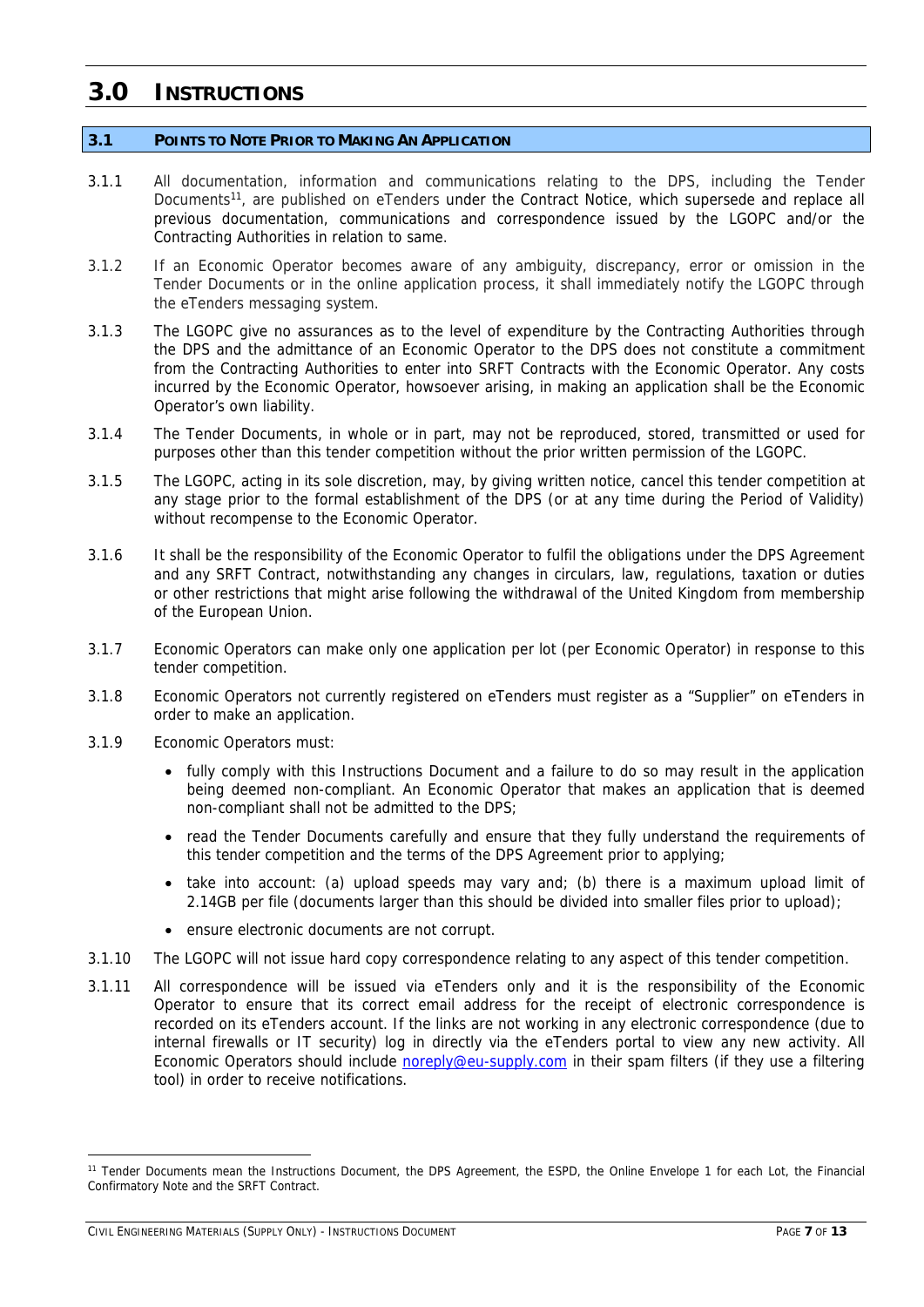# 3.0 INSTRUCTIONS

## 3.1 POINTS TO NOTE PRIOR TO MAKING AN APPLICATION

3.1.1 All documentation, information and communications relating to the DPS, including the Tender Documents[11], are published on eTenders under the Contract Notice, which supersede and replace all previous documentation, communications and correspondence issued by the LGOPC and/or the Contracting Authorities in relation to same.

3.1.2 If an Economic Operator becomes aware of any ambiguity, discrepancy, error or omission in the Tender Documents or in the online application process, it shall immediately notify the LGOPC through the eTenders messaging system.

3.1.3 The LGOPC give no assurances as to the level of expenditure by the Contracting Authorities through the DPS and the admittance of an Economic Operator to the DPS does not constitute a commitment from the Contracting Authorities to enter into SRFT Contracts with the Economic Operator. Any costs incurred by the Economic Operator, howsoever arising, in making an application shall be the Economic Operator's own liability.

3.1.4 The Tender Documents, in whole or in part, may not be reproduced, stored, transmitted or used for purposes other than this tender competition without the prior written permission of the LGOPC.

3.1.5 The LGOPC, acting in its sole discretion, may, by giving written notice, cancel this tender competition at any stage prior to the formal establishment of the DPS (or at any time during the Period of Validity) without recompense to the Economic Operator.

3.1.6 It shall be the responsibility of the Economic Operator to fulfil the obligations under the DPS Agreement and any SRFT Contract, notwithstanding any changes in circulars, law, regulations, taxation or duties or other restrictions that might arise following the withdrawal of the United Kingdom from membership of the European Union.

3.1.7 Economic Operators can make only one application per lot (per Economic Operator) in response to this tender competition.

3.1.8 Economic Operators not currently registered on eTenders must register as a "Supplier" on eTenders in order to make an application.

3.1.9 Economic Operators must:

- fully comply with this Instructions Document and a failure to do so may result in the application being deemed non-compliant. An Economic Operator that makes an application that is deemed non-compliant shall not be admitted to the DPS;
- read the Tender Documents carefully and ensure that they fully understand the requirements of this tender competition and the terms of the DPS Agreement prior to applying;
- take into account: (a) upload speeds may vary and; (b) there is a maximum upload limit of 2.14GB per file (documents larger than this should be divided into smaller files prior to upload);
- ensure electronic documents are not corrupt.

3.1.10 The LGOPC will not issue hard copy correspondence relating to any aspect of this tender competition.

3.1.11 All correspondence will be issued via eTenders only and it is the responsibility of the Economic Operator to ensure that its correct email address for the receipt of electronic correspondence is recorded on its eTenders account. If the links are not working in any electronic correspondence (due to internal firewalls or IT security) log in directly via the eTenders portal to view any new activity. All Economic Operators should include noreply@eu-supply.com in their spam filters (if they use a filtering tool) in order to receive notifications.

---

[11] Tender Documents mean the Instructions Document, the DPS Agreement, the ESPD, the Online Envelope 1 for each Lot, the Financial Confirmatory Note and the SRFT Contract.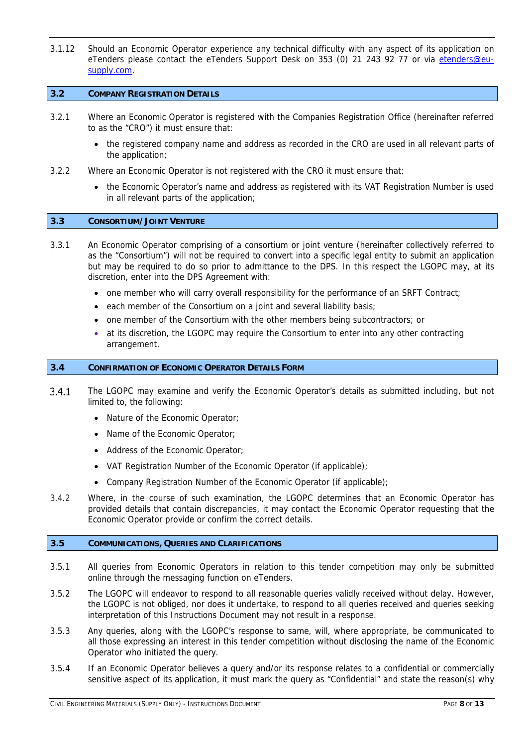3.1.12 Should an Economic Operator experience any technical difficulty with any aspect of its application on eTenders please contact the eTenders Support Desk on 353 (0) 21 243 92 77 or via etenders@eu-supply.com.

## 3.2 COMPANY REGISTRATION DETAILS

3.2.1 Where an Economic Operator is registered with the Companies Registration Office (hereinafter referred to as the "CRO") it must ensure that:

- the registered company name and address as recorded in the CRO are used in all relevant parts of the application;

3.2.2 Where an Economic Operator is not registered with the CRO it must ensure that:

- the Economic Operator's name and address as registered with its VAT Registration Number is used in all relevant parts of the application;

## 3.3 CONSORTIUM/JOINT VENTURE

3.3.1 An Economic Operator comprising of a consortium or joint venture (hereinafter collectively referred to as the "Consortium") will not be required to convert into a specific legal entity to submit an application but may be required to do so prior to admittance to the DPS. In this respect the LGOPC may, at its discretion, enter into the DPS Agreement with:

- one member who will carry overall responsibility for the performance of an SRFT Contract;
- each member of the Consortium on a joint and several liability basis;
- one member of the Consortium with the other members being subcontractors; or
- at its discretion, the LGOPC may require the Consortium to enter into any other contracting arrangement.

## 3.4 CONFIRMATION OF ECONOMIC OPERATOR DETAILS FORM

3.4.1 The LGOPC may examine and verify the Economic Operator's details as submitted including, but not limited to, the following:

- Nature of the Economic Operator;
- Name of the Economic Operator;
- Address of the Economic Operator;
- VAT Registration Number of the Economic Operator (if applicable);
- Company Registration Number of the Economic Operator (if applicable);

3.4.2 Where, in the course of such examination, the LGOPC determines that an Economic Operator has provided details that contain discrepancies, it may contact the Economic Operator requesting that the Economic Operator provide or confirm the correct details.

## 3.5 COMMUNICATIONS, QUERIES AND CLARIFICATIONS

3.5.1 All queries from Economic Operators in relation to this tender competition may only be submitted online through the messaging function on eTenders.

3.5.2 The LGOPC will endeavor to respond to all reasonable queries validly received without delay. However, the LGOPC is not obliged, nor does it undertake, to respond to all queries received and queries seeking interpretation of this Instructions Document may not result in a response.

3.5.3 Any queries, along with the LGOPC's response to same, will, where appropriate, be communicated to all those expressing an interest in this tender competition without disclosing the name of the Economic Operator who initiated the query.

3.5.4 If an Economic Operator believes a query and/or its response relates to a confidential or commercially sensitive aspect of its application, it must mark the query as "Confidential" and state the reason(s) why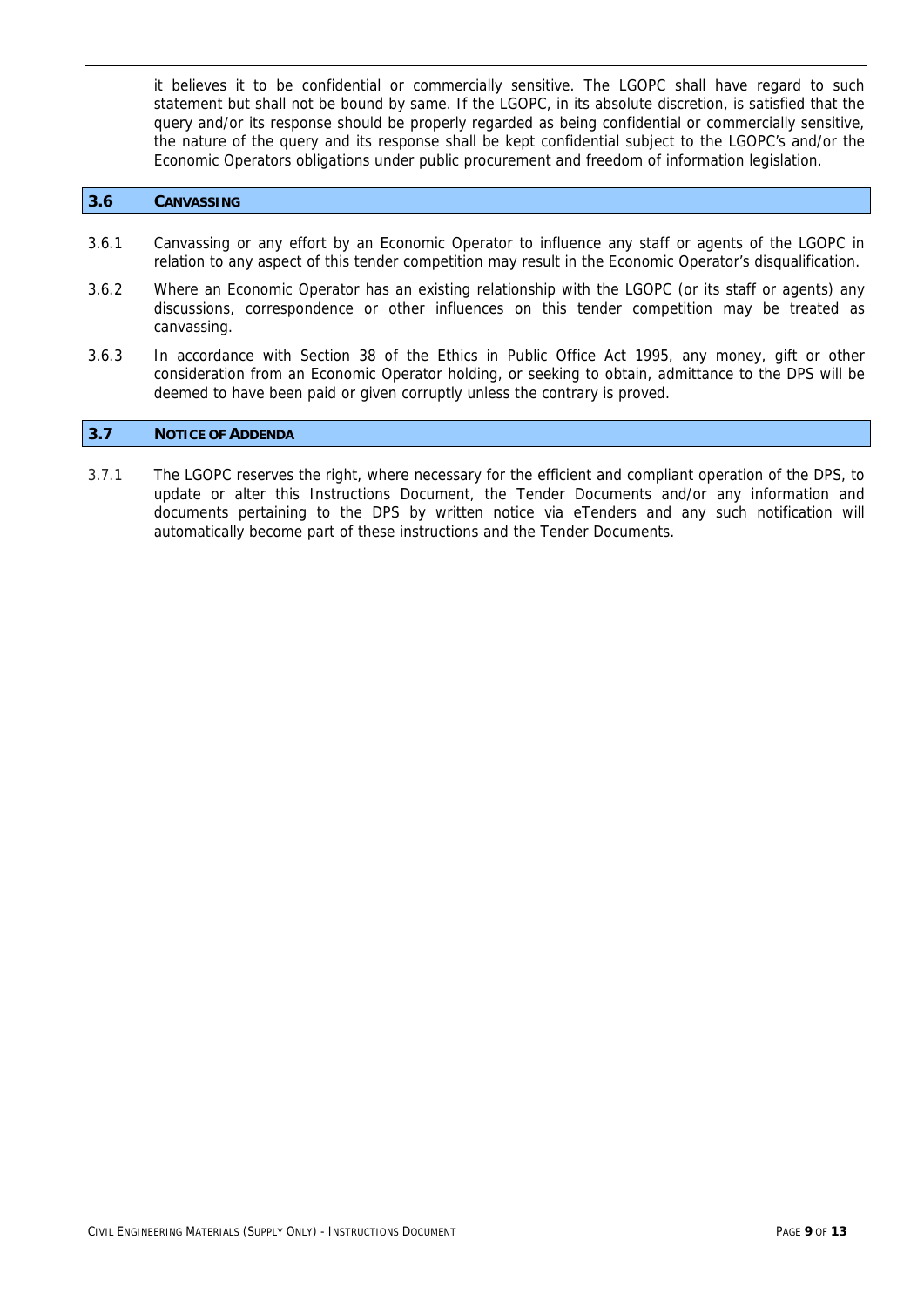it believes it to be confidential or commercially sensitive. The LGOPC shall have regard to such statement but shall not be bound by same. If the LGOPC, in its absolute discretion, is satisfied that the query and/or its response should be properly regarded as being confidential or commercially sensitive, the nature of the query and its response shall be kept confidential subject to the LGOPC's and/or the Economic Operators obligations under public procurement and freedom of information legislation.

## 3.6 CANVASSING

3.6.1 Canvassing or any effort by an Economic Operator to influence any staff or agents of the LGOPC in relation to any aspect of this tender competition may result in the Economic Operator's disqualification.

3.6.2 Where an Economic Operator has an existing relationship with the LGOPC (or its staff or agents) any discussions, correspondence or other influences on this tender competition may be treated as canvassing.

3.6.3 In accordance with Section 38 of the Ethics in Public Office Act 1995, any money, gift or other consideration from an Economic Operator holding, or seeking to obtain, admittance to the DPS will be deemed to have been paid or given corruptly unless the contrary is proved.

## 3.7 NOTICE OF ADDENDA

3.7.1 The LGOPC reserves the right, where necessary for the efficient and compliant operation of the DPS, to update or alter this Instructions Document, the Tender Documents and/or any information and documents pertaining to the DPS by written notice via eTenders and any such notification will automatically become part of these instructions and the Tender Documents.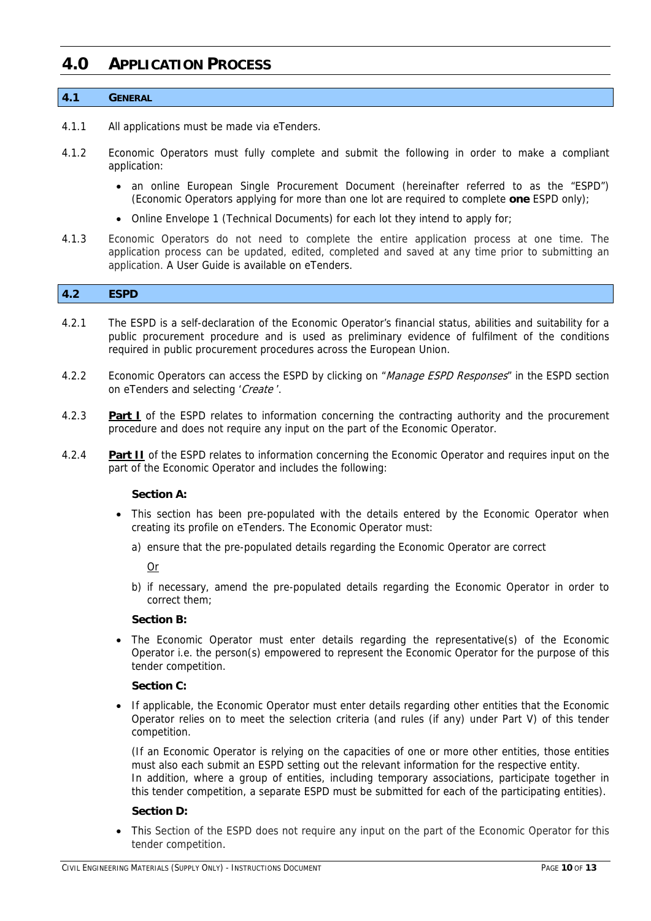# 4.0 APPLICATION PROCESS

## 4.1 GENERAL

4.1.1 All applications must be made via eTenders.

4.1.2 Economic Operators must fully complete and submit the following in order to make a compliant application:

- an online European Single Procurement Document (hereinafter referred to as the "ESPD") (Economic Operators applying for more than one lot are required to complete **one** ESPD only);
- Online Envelope 1 (Technical Documents) for each lot they intend to apply for;

4.1.3 Economic Operators do not need to complete the entire application process at one time. The application process can be updated, edited, completed and saved at any time prior to submitting an application. A User Guide is available on eTenders.

## 4.2 ESPD

4.2.1 The ESPD is a self-declaration of the Economic Operator's financial status, abilities and suitability for a public procurement procedure and is used as preliminary evidence of fulfilment of the conditions required in public procurement procedures across the European Union.

4.2.2 Economic Operators can access the ESPD by clicking on "*Manage ESPD Responses*" in the ESPD section on eTenders and selecting '*Create*'.

4.2.3 **Part I** of the ESPD relates to information concerning the contracting authority and the procurement procedure and does not require any input on the part of the Economic Operator.

4.2.4 **Part II** of the ESPD relates to information concerning the Economic Operator and requires input on the part of the Economic Operator and includes the following:

**Section A:**

- This section has been pre-populated with the details entered by the Economic Operator when creating its profile on eTenders. The Economic Operator must:
  a) ensure that the pre-populated details regarding the Economic Operator are correct

  Or

  b) if necessary, amend the pre-populated details regarding the Economic Operator in order to correct them;

**Section B:**

- The Economic Operator must enter details regarding the representative(s) of the Economic Operator i.e. the person(s) empowered to represent the Economic Operator for the purpose of this tender competition.

**Section C:**

- If applicable, the Economic Operator must enter details regarding other entities that the Economic Operator relies on to meet the selection criteria (and rules (if any) under Part V) of this tender competition.

  (If an Economic Operator is relying on the capacities of one or more other entities, those entities must also each submit an ESPD setting out the relevant information for the respective entity.
  In addition, where a group of entities, including temporary associations, participate together in this tender competition, a separate ESPD must be submitted for each of the participating entities).

**Section D:**

- This Section of the ESPD does not require any input on the part of the Economic Operator for this tender competition.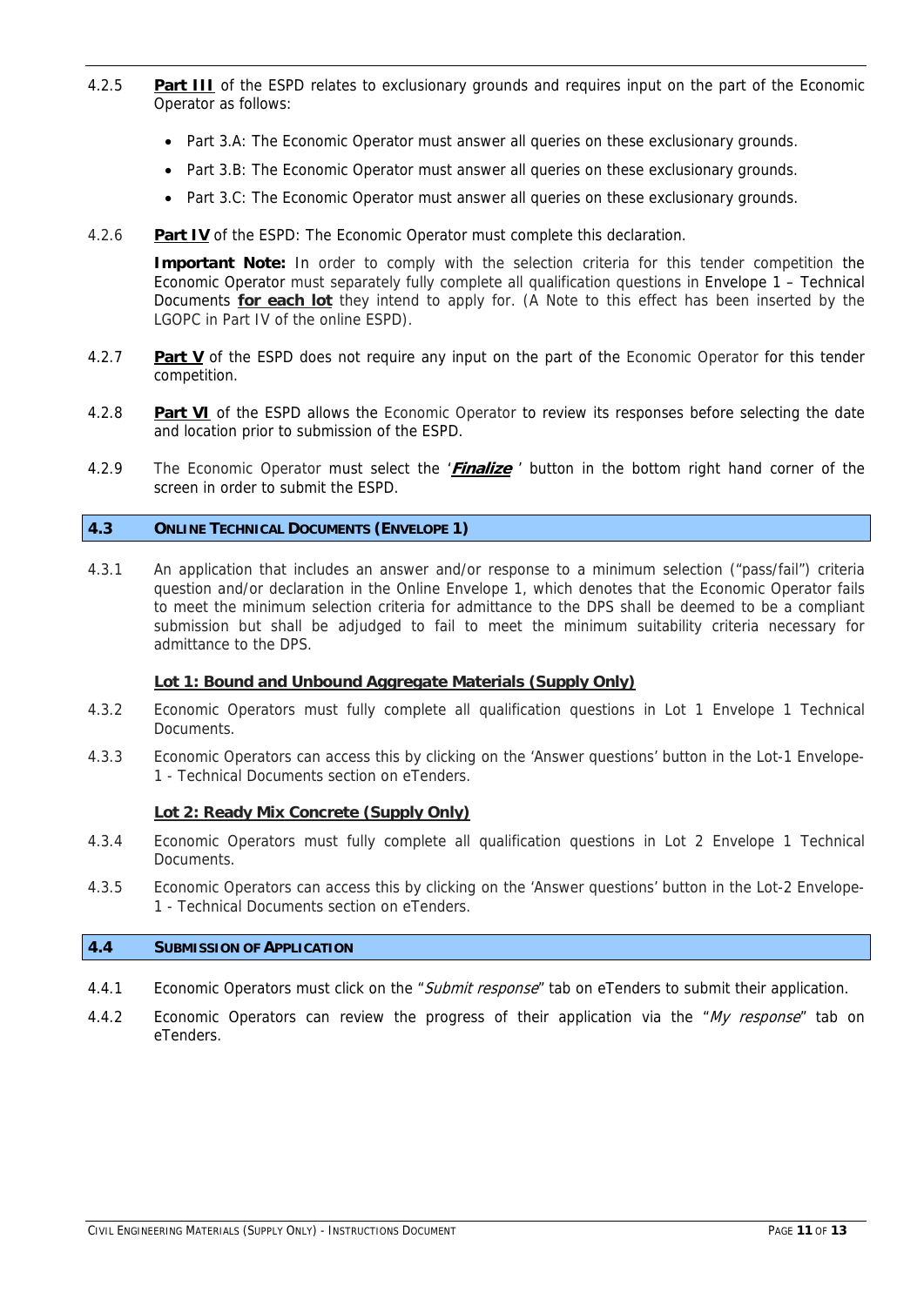4.2.5 **Part III** of the ESPD relates to exclusionary grounds and requires input on the part of the Economic Operator as follows:

- Part 3.A: The Economic Operator must answer all queries on these exclusionary grounds.
- Part 3.B: The Economic Operator must answer all queries on these exclusionary grounds.
- Part 3.C: The Economic Operator must answer all queries on these exclusionary grounds.

4.2.6 **Part IV** of the ESPD: The Economic Operator must complete this declaration.

**Important Note:** In order to comply with the selection criteria for this tender competition the Economic Operator must separately fully complete all qualification questions in Envelope 1 – Technical Documents **for each lot** they intend to apply for. (A Note to this effect has been inserted by the LGOPC in Part IV of the online ESPD).

4.2.7 **Part V** of the ESPD does not require any input on the part of the Economic Operator for this tender competition.

4.2.8 **Part VI** of the ESPD allows the Economic Operator to review its responses before selecting the date and location prior to submission of the ESPD.

4.2.9 The Economic Operator must select the '***Finalize***' button in the bottom right hand corner of the screen in order to submit the ESPD.

## 4.3 ONLINE TECHNICAL DOCUMENTS (ENVELOPE 1)

4.3.1 An application that includes an answer and/or response to a minimum selection ("pass/fail") criteria question and/or declaration in the Online Envelope 1, which denotes that the Economic Operator fails to meet the minimum selection criteria for admittance to the DPS shall be deemed to be a compliant submission but shall be adjudged to fail to meet the minimum suitability criteria necessary for admittance to the DPS.

**Lot 1: Bound and Unbound Aggregate Materials (Supply Only)**

4.3.2 Economic Operators must fully complete all qualification questions in Lot 1 Envelope 1 Technical Documents.

4.3.3 Economic Operators can access this by clicking on the 'Answer questions' button in the Lot-1 Envelope-1 - Technical Documents section on eTenders.

**Lot 2: Ready Mix Concrete (Supply Only)**

4.3.4 Economic Operators must fully complete all qualification questions in Lot 2 Envelope 1 Technical Documents.

4.3.5 Economic Operators can access this by clicking on the 'Answer questions' button in the Lot-2 Envelope-1 - Technical Documents section on eTenders.

## 4.4 SUBMISSION OF APPLICATION

4.4.1 Economic Operators must click on the "*Submit response*" tab on eTenders to submit their application.

4.4.2 Economic Operators can review the progress of their application via the "*My response*" tab on eTenders.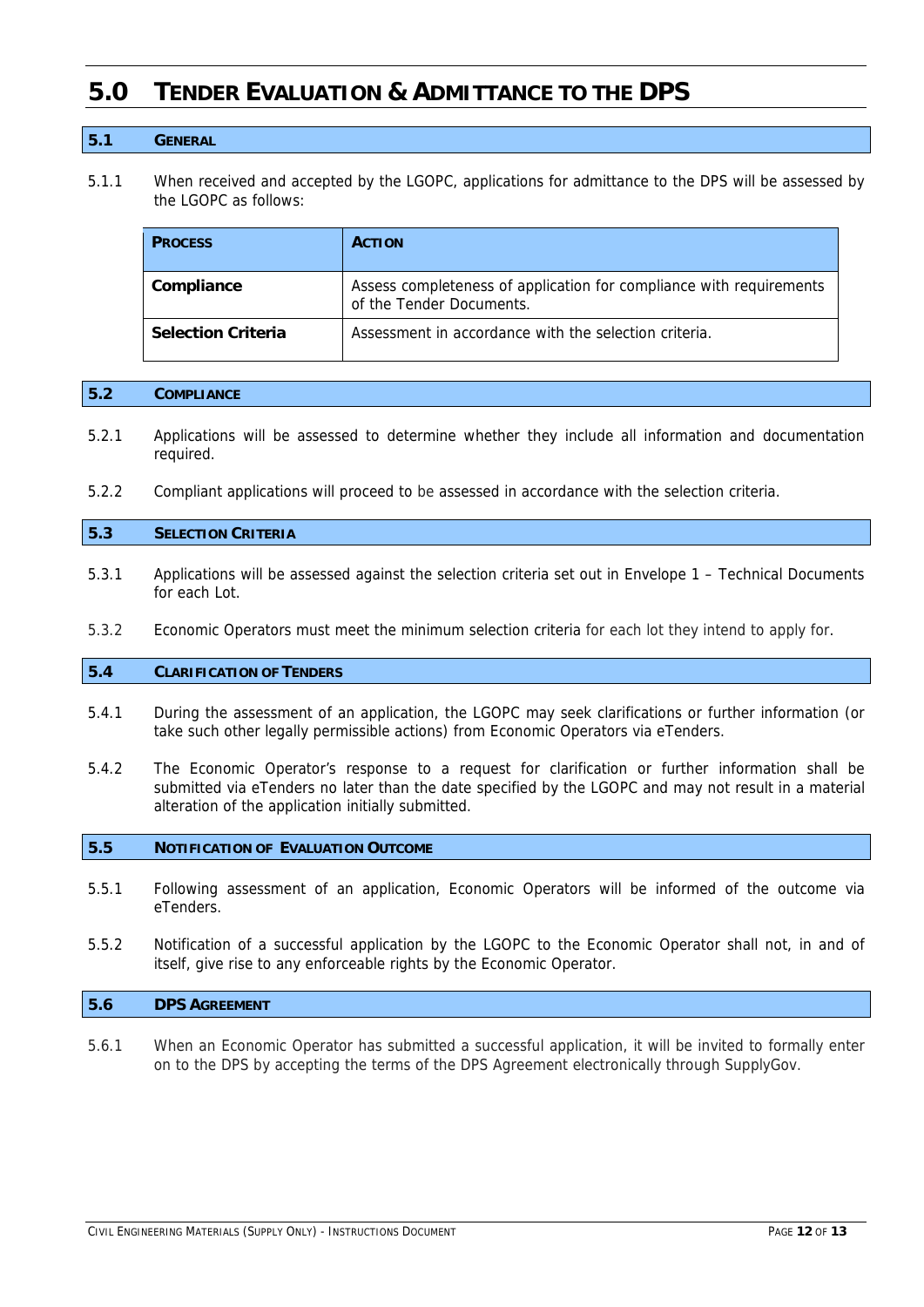# 5.0 TENDER EVALUATION & ADMITTANCE TO THE DPS

## 5.1 GENERAL

5.1.1 When received and accepted by the LGOPC, applications for admittance to the DPS will be assessed by the LGOPC as follows:

| PROCESS | ACTION |
|---|---|
| **Compliance** | Assess completeness of application for compliance with requirements of the Tender Documents. |
| **Selection Criteria** | Assessment in accordance with the selection criteria. |

## 5.2 COMPLIANCE

5.2.1 Applications will be assessed to determine whether they include all information and documentation required.

5.2.2 Compliant applications will proceed to be assessed in accordance with the selection criteria.

## 5.3 SELECTION CRITERIA

5.3.1 Applications will be assessed against the selection criteria set out in Envelope 1 – Technical Documents for each Lot.

5.3.2 Economic Operators must meet the minimum selection criteria for each lot they intend to apply for.

## 5.4 CLARIFICATION OF TENDERS

5.4.1 During the assessment of an application, the LGOPC may seek clarifications or further information (or take such other legally permissible actions) from Economic Operators via eTenders.

5.4.2 The Economic Operator's response to a request for clarification or further information shall be submitted via eTenders no later than the date specified by the LGOPC and may not result in a material alteration of the application initially submitted.

## 5.5 NOTIFICATION OF EVALUATION OUTCOME

5.5.1 Following assessment of an application, Economic Operators will be informed of the outcome via eTenders.

5.5.2 Notification of a successful application by the LGOPC to the Economic Operator shall not, in and of itself, give rise to any enforceable rights by the Economic Operator.

## 5.6 DPS AGREEMENT

5.6.1 When an Economic Operator has submitted a successful application, it will be invited to formally enter on to the DPS by accepting the terms of the DPS Agreement electronically through SupplyGov.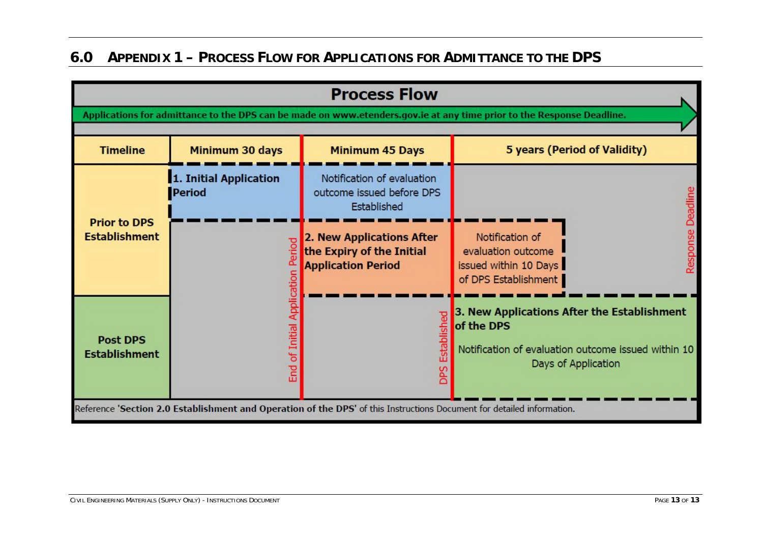## 6.0 APPENDIX 1 – PROCESS FLOW FOR APPLICATIONS FOR ADMITTANCE TO THE DPS

**Process Flow**

**Applications for admittance to the DPS can be made on www.etenders.gov.ie at any time prior to the Response Deadline.**

| **Timeline** | **Minimum 30 days** | **Minimum 45 Days** | **5 years (Period of Validity)** |
|---|---|---|---|
| **Prior to DPS Establishment** | **1. Initial Application Period** | Notification of evaluation outcome issued before DPS Established | |
| | | **2. New Applications After the Expiry of the Initial Application Period** | Notification of evaluation outcome issued within 10 Days of DPS Establishment |
| **Post DPS Establishment** | | | **3. New Applications After the Establishment of the DPS** Notification of evaluation outcome issued within 10 Days of Application |

End of Initial Application Period

DPS Established

Response Deadline

Reference **'Section 2.0 Establishment and Operation of the DPS'** of this Instructions Document for detailed information.